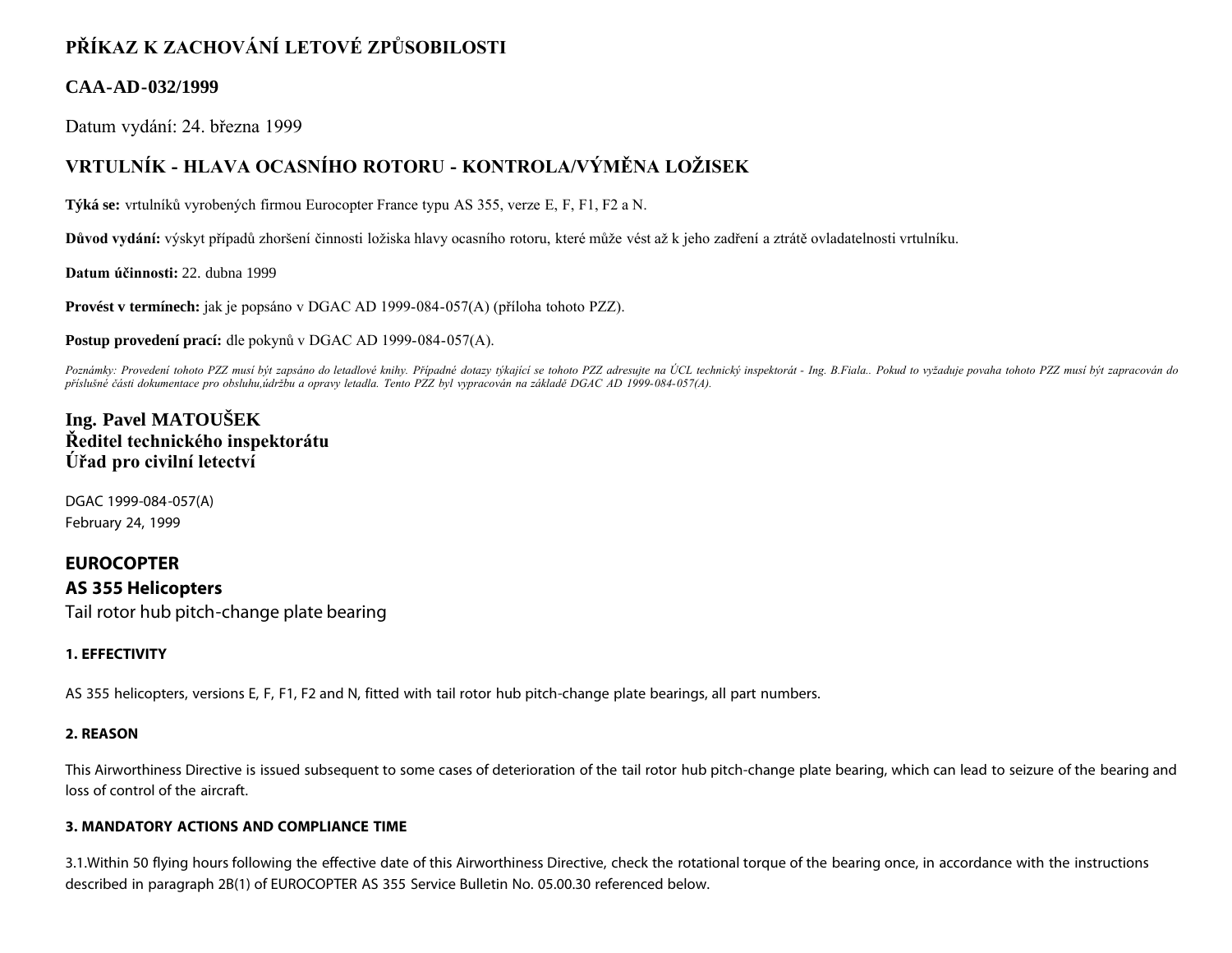# PŘÍKAZ K ZACHOVÁNÍ LETOVÉ ZPŮSOBILOSTI

## CAA-AD-032/1999

Datum vydání: 24. března 1999

## VRTULNÍK - HLAVA OCASNÍHO ROTORU - KONTROLA/VÝMĚNA LOŽISEK

**Týká se:** vrtulníků vyrobených firmou Eurocopter France typu AS 355, verze E, F, F1, F2 a N.

**Důvod vydání:** výskyt případů zhoršení činnosti ložiska hlavy ocasního rotoru, které může vést až k jeho zadření a ztrátě ovladatelnosti vrtulníku.

**Datum účinnosti:** 22. dubna 1999

**Provést v termínech:** jak je popsáno v DGAC AD 1999-084-057(A) (příloha tohoto PZZ).

**Postup provedení prací:** dle pokynů v DGAC AD 1999-084-057(A).

*Poznámky: Provedení tohoto PZZ musí být zapsáno do letadlové knihy. Případné dotazy týkající se tohoto PZZ adresujte na ÚCL technický inspektorát - Ing. B.Fiala.. Pokud to vyžaduje povaha tohoto PZZ musí být zapracován do příslušné části dokumentace pro obsluhu,údržbu a opravy letadla. Tento PZZ byl vypracován na základě DGAC AD 1999-084-057(A).*

**Ing. Pavel MATOUŠEK**
**Ředitel technického inspektorátu**
**Úřad pro civilní letectví**

DGAC 1999-084-057(A)
February 24, 1999

**EUROCOPTER**
**AS 355 Helicopters**
Tail rotor hub pitch-change plate bearing

#### 1. EFFECTIVITY

AS 355 helicopters, versions E, F, F1, F2 and N, fitted with tail rotor hub pitch-change plate bearings, all part numbers.

#### 2. REASON

This Airworthiness Directive is issued subsequent to some cases of deterioration of the tail rotor hub pitch-change plate bearing, which can lead to seizure of the bearing and loss of control of the aircraft.

#### 3. MANDATORY ACTIONS AND COMPLIANCE TIME

3.1.Within 50 flying hours following the effective date of this Airworthiness Directive, check the rotational torque of the bearing once, in accordance with the instructions described in paragraph 2B(1) of EUROCOPTER AS 355 Service Bulletin No. 05.00.30 referenced below.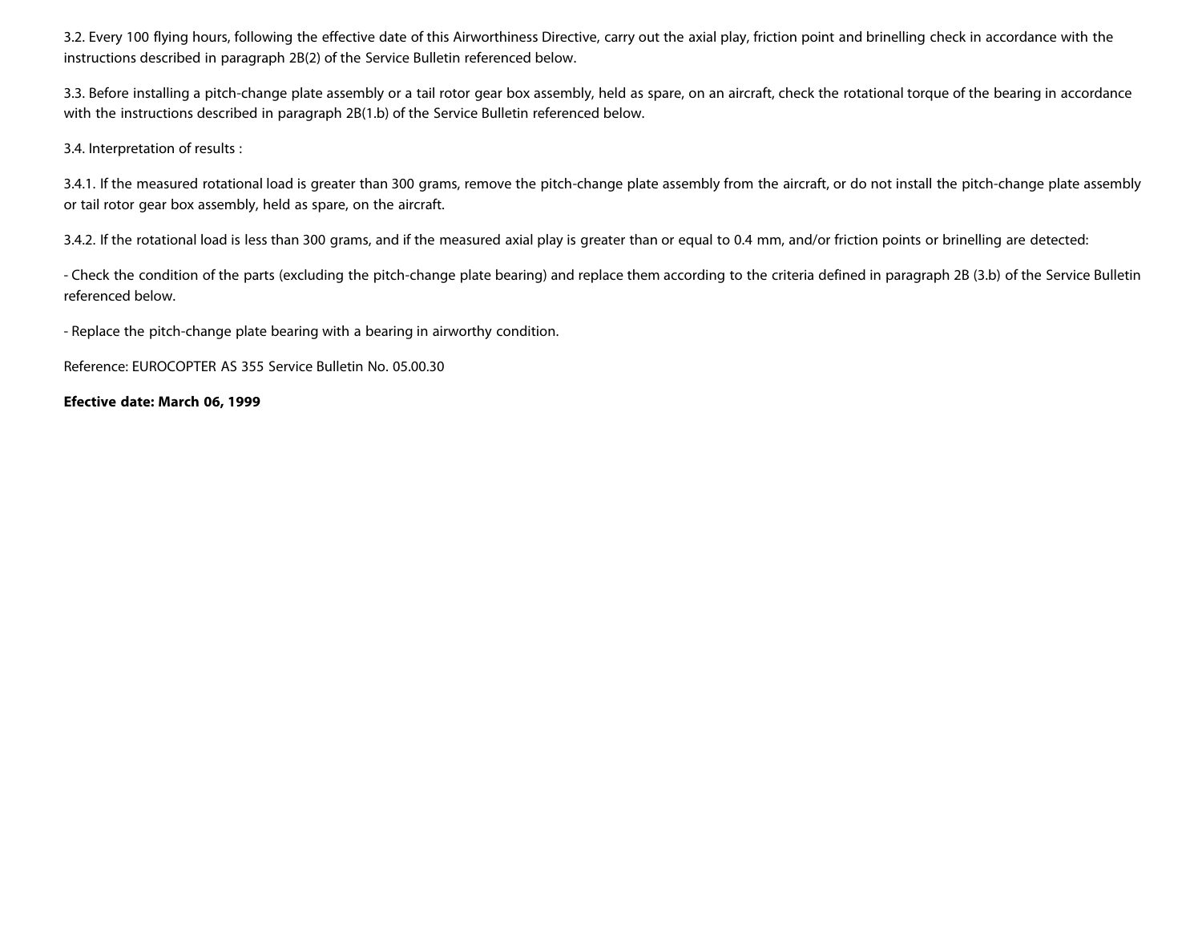3.2. Every 100 flying hours, following the effective date of this Airworthiness Directive, carry out the axial play, friction point and brinelling check in accordance with the instructions described in paragraph 2B(2) of the Service Bulletin referenced below.

3.3. Before installing a pitch-change plate assembly or a tail rotor gear box assembly, held as spare, on an aircraft, check the rotational torque of the bearing in accordance with the instructions described in paragraph 2B(1.b) of the Service Bulletin referenced below.

3.4. Interpretation of results :

3.4.1. If the measured rotational load is greater than 300 grams, remove the pitch-change plate assembly from the aircraft, or do not install the pitch-change plate assembly or tail rotor gear box assembly, held as spare, on the aircraft.

3.4.2. If the rotational load is less than 300 grams, and if the measured axial play is greater than or equal to 0.4 mm, and/or friction points or brinelling are detected:

- Check the condition of the parts (excluding the pitch-change plate bearing) and replace them according to the criteria defined in paragraph 2B (3.b) of the Service Bulletin referenced below.

- Replace the pitch-change plate bearing with a bearing in airworthy condition.

Reference: EUROCOPTER AS 355 Service Bulletin No. 05.00.30

**Efective date: March 06, 1999**